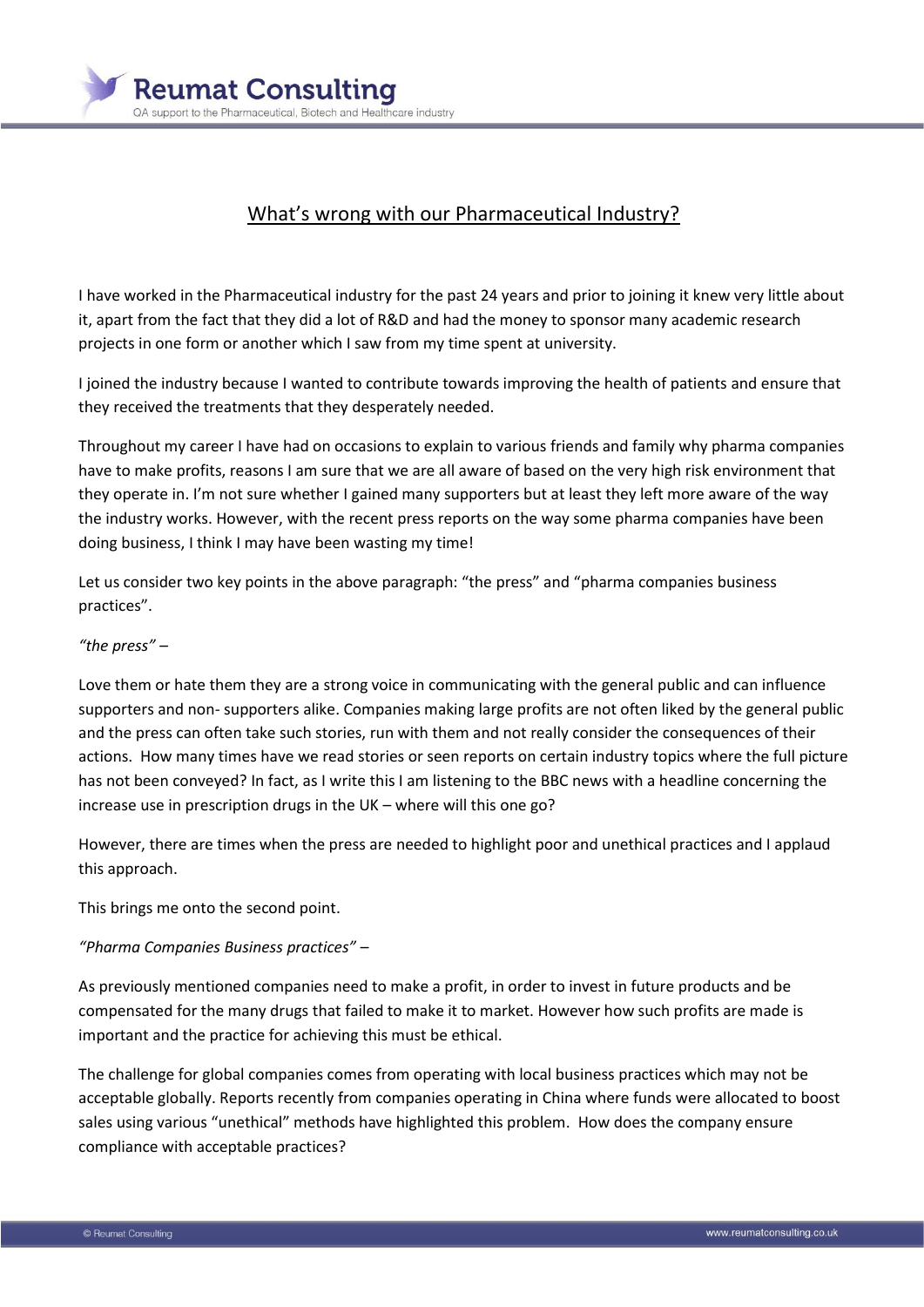# What's wrong with our Pharmaceutical Industry?

I have worked in the Pharmaceutical industry for the past 24 years and prior to joining it knew very little about it, apart from the fact that they did a lot of R&D and had the money to sponsor many academic research projects in one form or another which I saw from my time spent at university.

I joined the industry because I wanted to contribute towards improving the health of patients and ensure that they received the treatments that they desperately needed.

Throughout my career I have had on occasions to explain to various friends and family why pharma companies have to make profits, reasons I am sure that we are all aware of based on the very high risk environment that they operate in. I'm not sure whether I gained many supporters but at least they left more aware of the way the industry works. However, with the recent press reports on the way some pharma companies have been doing business, I think I may have been wasting my time!

Let us consider two key points in the above paragraph: "the press" and "pharma companies business practices".

*"the press" –*

Love them or hate them they are a strong voice in communicating with the general public and can influence supporters and non- supporters alike. Companies making large profits are not often liked by the general public and the press can often take such stories, run with them and not really consider the consequences of their actions. How many times have we read stories or seen reports on certain industry topics where the full picture has not been conveyed? In fact, as I write this I am listening to the BBC news with a headline concerning the increase use in prescription drugs in the UK – where will this one go?

However, there are times when the press are needed to highlight poor and unethical practices and I applaud this approach.

This brings me onto the second point.

*"Pharma Companies Business practices" –*

As previously mentioned companies need to make a profit, in order to invest in future products and be compensated for the many drugs that failed to make it to market. However how such profits are made is important and the practice for achieving this must be ethical.

The challenge for global companies comes from operating with local business practices which may not be acceptable globally. Reports recently from companies operating in China where funds were allocated to boost sales using various "unethical" methods have highlighted this problem. How does the company ensure compliance with acceptable practices?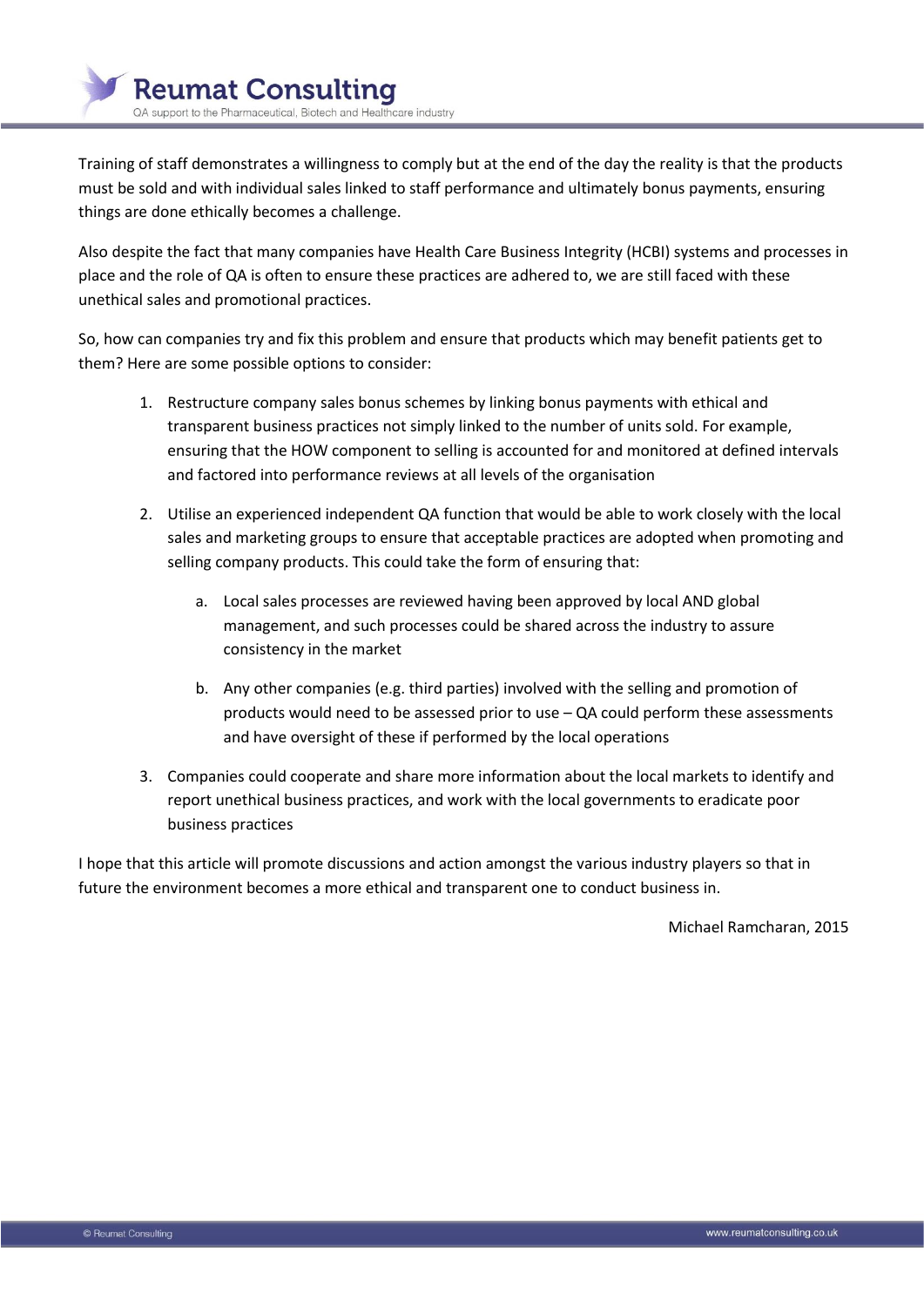Training of staff demonstrates a willingness to comply but at the end of the day the reality is that the products must be sold and with individual sales linked to staff performance and ultimately bonus payments, ensuring things are done ethically becomes a challenge.

Also despite the fact that many companies have Health Care Business Integrity (HCBI) systems and processes in place and the role of QA is often to ensure these practices are adhered to, we are still faced with these unethical sales and promotional practices.

So, how can companies try and fix this problem and ensure that products which may benefit patients get to them? Here are some possible options to consider:

1. Restructure company sales bonus schemes by linking bonus payments with ethical and transparent business practices not simply linked to the number of units sold. For example, ensuring that the HOW component to selling is accounted for and monitored at defined intervals and factored into performance reviews at all levels of the organisation

2. Utilise an experienced independent QA function that would be able to work closely with the local sales and marketing groups to ensure that acceptable practices are adopted when promoting and selling company products. This could take the form of ensuring that:

   a. Local sales processes are reviewed having been approved by local AND global management, and such processes could be shared across the industry to assure consistency in the market

   b. Any other companies (e.g. third parties) involved with the selling and promotion of products would need to be assessed prior to use – QA could perform these assessments and have oversight of these if performed by the local operations

3. Companies could cooperate and share more information about the local markets to identify and report unethical business practices, and work with the local governments to eradicate poor business practices

I hope that this article will promote discussions and action amongst the various industry players so that in future the environment becomes a more ethical and transparent one to conduct business in.

Michael Ramcharan, 2015